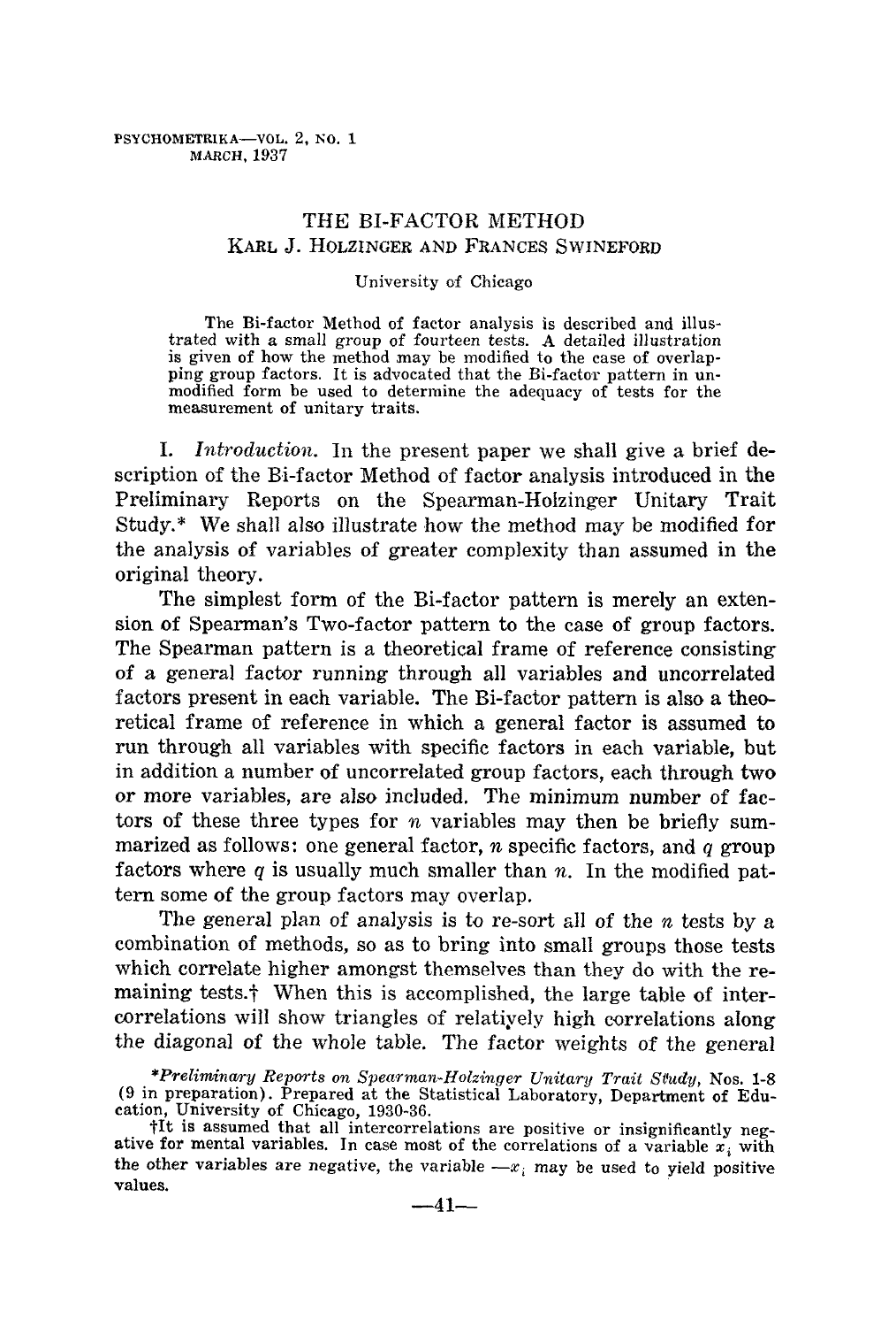# THE BI-FACTOR METHOD

KARL J. HOLZINGER AND FRANCES SWINEFORD

University of Chicago

The Bi-factor Method of factor analysis is described and illustrated with a small group of fourteen tests. A detailed illustration is given of how the method may be modified to the case of overlapping group factors. It is advocated that the Bi-factor pattern in unmodified form be used to determine the adequacy of tests for the measurement of unitary traits.

I. *Introduction.* In the present paper we shall give a brief description of the Bi-factor Method of factor analysis introduced in the Preliminary Reports on the Spearman-Holzinger Unitary Trait Study.* We shall also illustrate how the method may be modified for the analysis of variables of greater complexity than assumed in the original theory.

The simplest form of the Bi-factor pattern is merely an extension of Spearman's Two-factor pattern to the case of group factors. The Spearman pattern is a theoretical frame of reference consisting of a general factor running through all variables and uncorrelated factors present in each variable. The Bi-factor pattern is also a theoretical frame of reference in which a general factor is assumed to run through all variables with specific factors in each variable, but in addition a number of uncorrelated group factors, each through two or more variables, are also included. The minimum number of factors of these three types for $n$ variables may then be briefly summarized as follows: one general factor, $n$ specific factors, and $q$ group factors where $q$ is usually much smaller than $n$. In the modified pattern some of the group factors may overlap.

The general plan of analysis is to re-sort all of the $n$ tests by a combination of methods, so as to bring into small groups those tests which correlate higher amongst themselves than they do with the remaining tests.† When this is accomplished, the large table of intercorrelations will show triangles of relatively high correlations along the diagonal of the whole table. The factor weights of the general

*\*Preliminary Reports on Spearman-Holzinger Unitary Trait Study,* Nos. 1-8 (9 in preparation). Prepared at the Statistical Laboratory, Department of Education, University of Chicago, 1930-36.

†It is assumed that all intercorrelations are positive or insignificantly negative for mental variables. In case most of the correlations of a variable $x_i$ with the other variables are negative, the variable $-x_i$ may be used to yield positive values.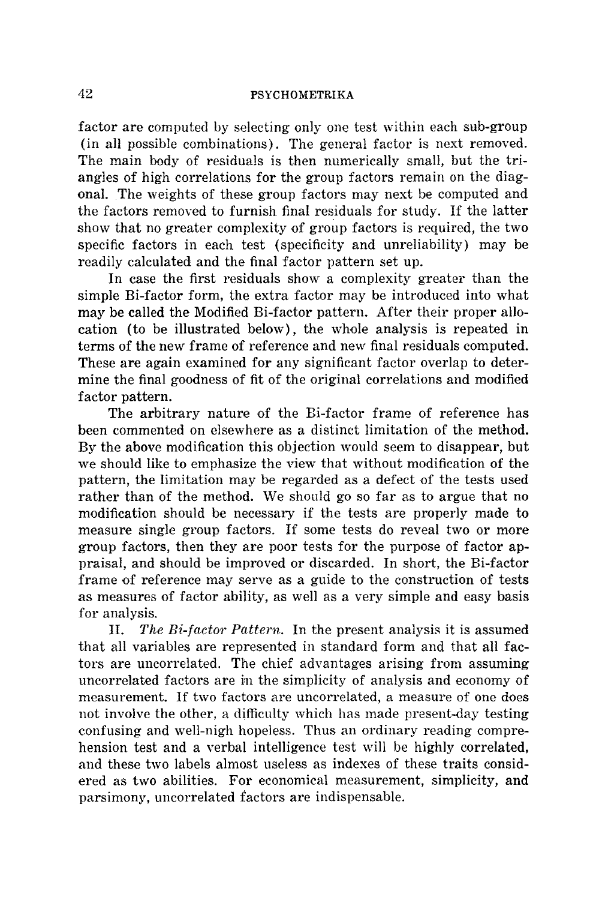factor are computed by selecting only one test within each sub-group (in all possible combinations). The general factor is next removed. The main body of residuals is then numerically small, but the triangles of high correlations for the group factors remain on the diagonal. The weights of these group factors may next be computed and the factors removed to furnish final residuals for study. If the latter show that no greater complexity of group factors is required, the two specific factors in each test (specificity and unreliability) may be readily calculated and the final factor pattern set up.

In case the first residuals show a complexity greater than the simple Bi-factor form, the extra factor may be introduced into what may be called the Modified Bi-factor pattern. After their proper allocation (to be illustrated below), the whole analysis is repeated in terms of the new frame of reference and new final residuals computed. These are again examined for any significant factor overlap to determine the final goodness of fit of the original correlations and modified factor pattern.

The arbitrary nature of the Bi-factor frame of reference has been commented on elsewhere as a distinct limitation of the method. By the above modification this objection would seem to disappear, but we should like to emphasize the view that without modification of the pattern, the limitation may be regarded as a defect of the tests used rather than of the method. We should go so far as to argue that no modification should be necessary if the tests are properly made to measure single group factors. If some tests do reveal two or more group factors, then they are poor tests for the purpose of factor appraisal, and should be improved or discarded. In short, the Bi-factor frame of reference may serve as a guide to the construction of tests as measures of factor ability, as well as a very simple and easy basis for analysis.

II. *The Bi-factor Pattern.* In the present analysis it is assumed that all variables are represented in standard form and that all factors are uncorrelated. The chief advantages arising from assuming uncorrelated factors are in the simplicity of analysis and economy of measurement. If two factors are uncorrelated, a measure of one does not involve the other, a difficulty which has made present-day testing confusing and well-nigh hopeless. Thus an ordinary reading comprehension test and a verbal intelligence test will be highly correlated, and these two labels almost useless as indexes of these traits considered as two abilities. For economical measurement, simplicity, and parsimony, uncorrelated factors are indispensable.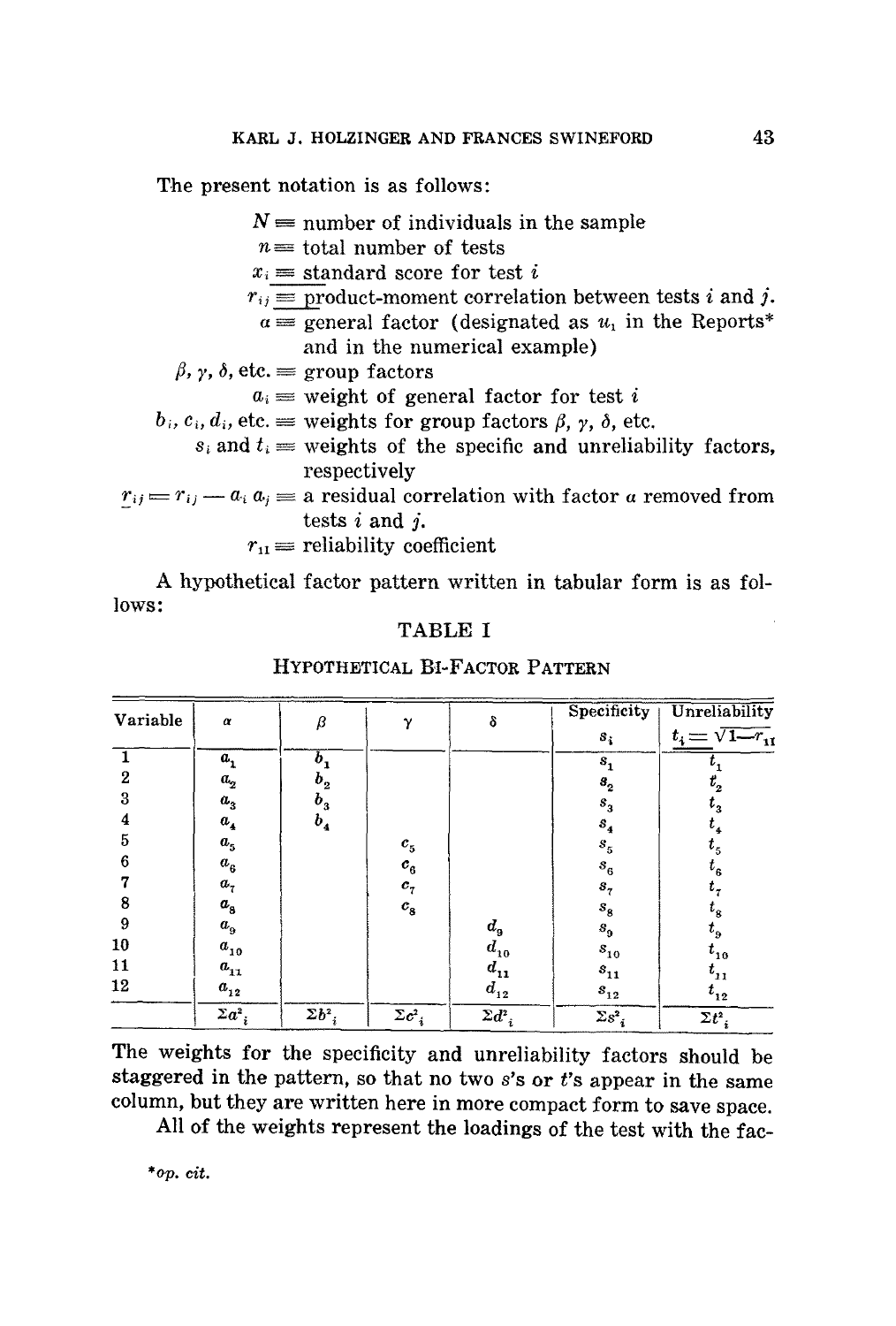The present notation is as follows:

$N$ = number of individuals in the sample

$n$ = total number of tests

$x_i$ = standard score for test $i$

$r_{ij}$ = product-moment correlation between tests $i$ and $j$.

$\alpha$ = general factor (designated as $u_1$ in the Reports* and in the numerical example)

$\beta, \gamma, \delta$, etc. = group factors

$a_i$ = weight of general factor for test $i$

$b_i, c_i, d_i$, etc. = weights for group factors $\beta, \gamma, \delta$, etc.

$s_i$ and $t_i$ = weights of the specific and unreliability factors, respectively

$\underline{r}_{ij} = r_{ij} - a_i a_j$ = a residual correlation with factor $\alpha$ removed from tests $i$ and $j$.

$r_{11}$ = reliability coefficient

A hypothetical factor pattern written in tabular form is as follows:

TABLE I

HYPOTHETICAL BI-FACTOR PATTERN

| Variable | $\alpha$ | $\beta$ | $\gamma$ | $\delta$ | Specificity $s_i$ | Unreliability $t_i = \sqrt{1 - r_{11}}$ |
|---|---|---|---|---|---|---|
| 1 | $a_1$ | $b_1$ | | | $s_1$ | $t_1$ |
| 2 | $a_2$ | $b_2$ | | | $s_2$ | $t_2$ |
| 3 | $a_3$ | $b_3$ | | | $s_3$ | $t_3$ |
| 4 | $a_4$ | $b_4$ | | | $s_4$ | $t_4$ |
| 5 | $a_5$ | | $c_5$ | | $s_5$ | $t_5$ |
| 6 | $a_6$ | | $c_6$ | | $s_6$ | $t_6$ |
| 7 | $a_7$ | | $c_7$ | | $s_7$ | $t_7$ |
| 8 | $a_8$ | | $c_8$ | | $s_8$ | $t_8$ |
| 9 | $a_9$ | | | $d_9$ | $s_9$ | $t_9$ |
| 10 | $a_{10}$ | | | $d_{10}$ | $s_{10}$ | $t_{10}$ |
| 11 | $a_{11}$ | | | $d_{11}$ | $s_{11}$ | $t_{11}$ |
| 12 | $a_{12}$ | | | $d_{12}$ | $s_{12}$ | $t_{12}$ |
| | $\Sigma a^2_i$ | $\Sigma b^2_i$ | $\Sigma c^2_i$ | $\Sigma d^2_i$ | $\Sigma s^2_i$ | $\Sigma t^2_i$ |

The weights for the specificity and unreliability factors should be staggered in the pattern, so that no two $s$'s or $t$'s appear in the same column, but they are written here in more compact form to save space.

All of the weights represent the loadings of the test with the fac-

\*op. cit.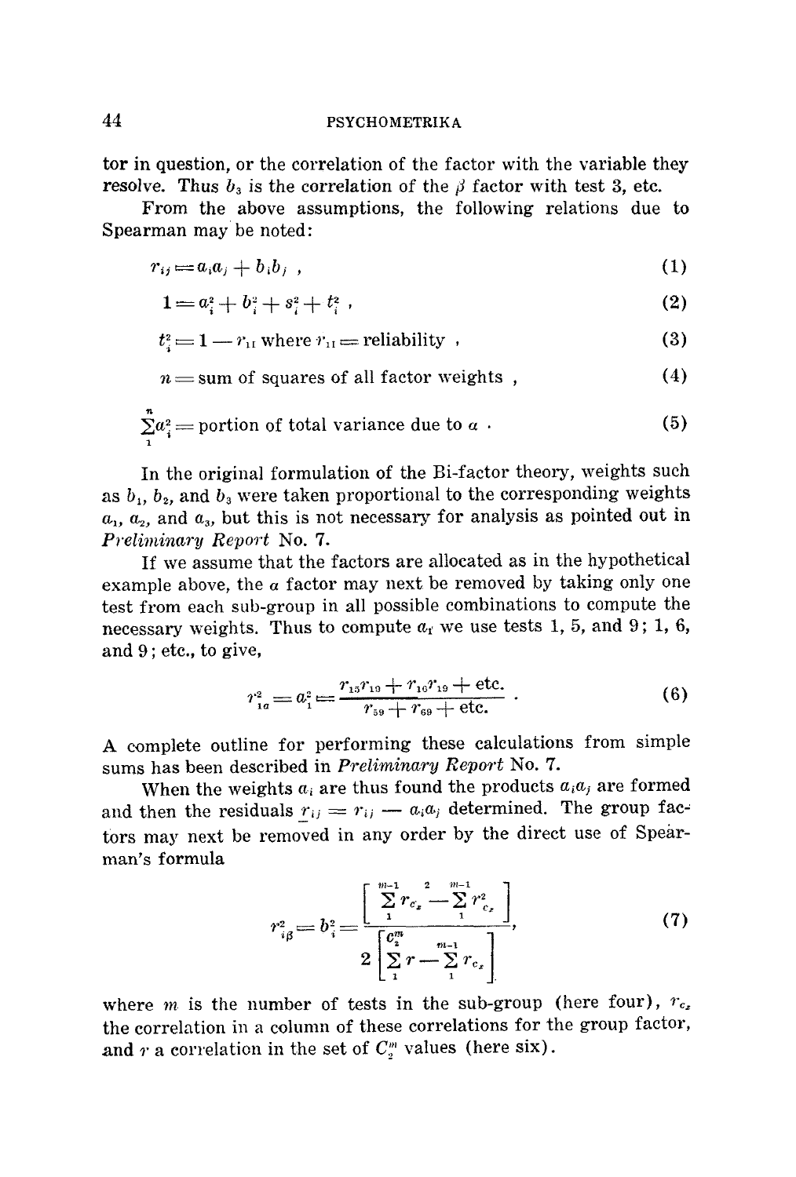tor in question, or the correlation of the factor with the variable they resolve. Thus $b_3$ is the correlation of the $\beta$ factor with test 3, etc.

From the above assumptions, the following relations due to Spearman may be noted:

$$r_{ij} = a_i a_j + b_i b_j \ , \tag{1}$$

$$1 = a_i^2 + b_i^2 + s_i^2 + t_i^2 \ , \tag{2}$$

$$t_i^2 = 1 - r_{\text{II}} \text{ where } r_{\text{II}} = \text{reliability} \ , \tag{3}$$

$$n = \text{sum of squares of all factor weights} \ , \tag{4}$$

$$\sum_1^n a_i^2 = \text{portion of total variance due to } a \ . \tag{5}$$

In the original formulation of the Bi-factor theory, weights such as $b_1$, $b_2$, and $b_3$ were taken proportional to the corresponding weights $a_1$, $a_2$, and $a_3$, but this is not necessary for analysis as pointed out in *Preliminary Report* No. 7.

If we assume that the factors are allocated as in the hypothetical example above, the $a$ factor may next be removed by taking only one test from each sub-group in all possible combinations to compute the necessary weights. Thus to compute $a_1$ we use tests 1, 5, and 9; 1, 6, and 9; etc., to give,

$$r_{1a}^2 = a_1^2 = \frac{r_{15}r_{19} + r_{16}r_{19} + \text{etc.}}{r_{59} + r_{69} + \text{etc.}} \ . \tag{6}$$

A complete outline for performing these calculations from simple sums has been described in *Preliminary Report* No. 7.

When the weights $a_i$ are thus found the products $a_i a_j$ are formed and then the residuals $\underline{r}_{ij} = r_{ij} - a_i a_j$ determined. The group factors may next be removed in any order by the direct use of Spearman's formula

$$r_{i\beta}^2 = b_i^2 = \frac{\left[ \left( \sum_1^{m-1} r_{c_x} \right)^2 - \sum_1^{m-1} r_{c_x}^2 \right]}{2 \left[ \sum_1^{C_2^m} r - \sum_1^{m-1} r_{c_x} \right]} , \tag{7}$$

where $m$ is the number of tests in the sub-group (here four), $r_{c_x}$ the correlation in a column of these correlations for the group factor, and $r$ a correlation in the set of $C_2^m$ values (here six).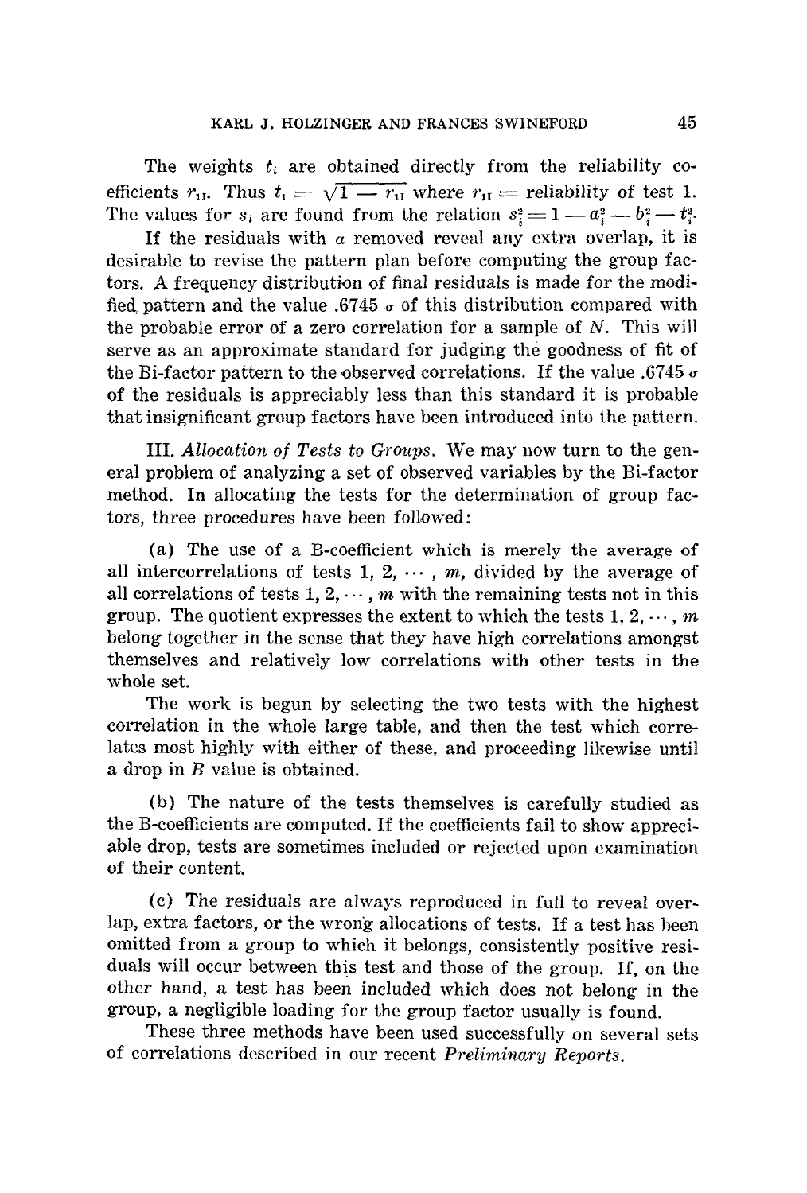The weights $t_i$ are obtained directly from the reliability coefficients $r_{\text{II}}$. Thus $t_1 = \sqrt{1 - r_{\text{II}}}$ where $r_{\text{II}}$ = reliability of test 1. The values for $s_i$ are found from the relation $s_i^2 = 1 - a_i^2 - b_i^2 - t_i^2$.

If the residuals with $a$ removed reveal any extra overlap, it is desirable to revise the pattern plan before computing the group factors. A frequency distribution of final residuals is made for the modified pattern and the value .6745 $\sigma$ of this distribution compared with the probable error of a zero correlation for a sample of $N$. This will serve as an approximate standard for judging the goodness of fit of the Bi-factor pattern to the observed correlations. If the value .6745 $\sigma$ of the residuals is appreciably less than this standard it is probable that insignificant group factors have been introduced into the pattern.

III. *Allocation of Tests to Groups.* We may now turn to the general problem of analyzing a set of observed variables by the Bi-factor method. In allocating the tests for the determination of group factors, three procedures have been followed:

(a) The use of a B-coefficient which is merely the average of all intercorrelations of tests $1, 2, \cdots, m$, divided by the average of all correlations of tests $1, 2, \cdots, m$ with the remaining tests not in this group. The quotient expresses the extent to which the tests $1, 2, \cdots, m$ belong together in the sense that they have high correlations amongst themselves and relatively low correlations with other tests in the whole set.

The work is begun by selecting the two tests with the highest correlation in the whole large table, and then the test which correlates most highly with either of these, and proceeding likewise until a drop in $B$ value is obtained.

(b) The nature of the tests themselves is carefully studied as the B-coefficients are computed. If the coefficients fail to show appreciable drop, tests are sometimes included or rejected upon examination of their content.

(c) The residuals are always reproduced in full to reveal overlap, extra factors, or the wrong allocations of tests. If a test has been omitted from a group to which it belongs, consistently positive residuals will occur between this test and those of the group. If, on the other hand, a test has been included which does not belong in the group, a negligible loading for the group factor usually is found.

These three methods have been used successfully on several sets of correlations described in our recent *Preliminary Reports.*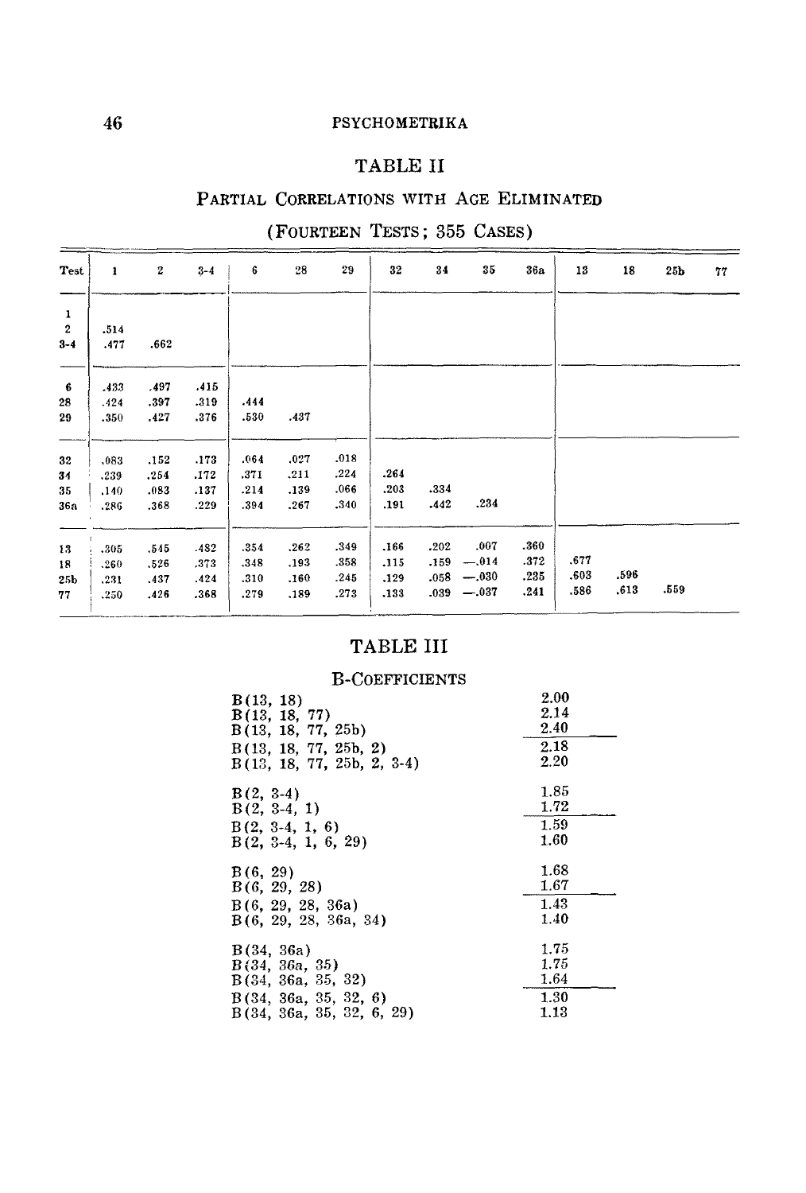## TABLE II

### Partial Correlations with Age Eliminated

### (Fourteen Tests; 355 Cases)

| Test | 1 | 2 | 3-4 | 6 | 28 | 29 | 32 | 34 | 35 | 36a | 13 | 18 | 25b | 77 |
|---|---|---|---|---|---|---|---|---|---|---|---|---|---|---|
| 1 | | | | | | | | | | | | | | |
| 2 | .514 | | | | | | | | | | | | | |
| 3-4 | .477 | .662 | | | | | | | | | | | | |
| 6 | .433 | .497 | .415 | | | | | | | | | | | |
| 28 | .424 | .397 | .319 | .444 | | | | | | | | | | |
| 29 | .350 | .427 | .376 | .530 | .437 | | | | | | | | | |
| 32 | .083 | .152 | .173 | .064 | .027 | .018 | | | | | | | | |
| 34 | .239 | .254 | .172 | .371 | .211 | .224 | .264 | | | | | | | |
| 35 | .140 | .083 | .137 | .214 | .139 | .066 | .203 | .334 | | | | | | |
| 36a | .286 | .368 | .229 | .394 | .267 | .340 | .191 | .442 | .234 | | | | | |
| 13 | .305 | .545 | .482 | .354 | .262 | .349 | .166 | .202 | .007 | .360 | | | | |
| 18 | .260 | .526 | .373 | .348 | .193 | .358 | .115 | .159 | −.014 | .372 | .677 | | | |
| 25b | .231 | .437 | .424 | .310 | .160 | .245 | .129 | .058 | −.030 | .235 | .603 | .596 | | |
| 77 | .250 | .426 | .368 | .279 | .189 | .273 | .133 | .039 | −.037 | .241 | .586 | .613 | .559 | |

## TABLE III

### B-Coefficients

| | |
|---|---|
| B(13, 18) | 2.00 |
| B(13, 18, 77) | 2.14 |
| B(13, 18, 77, 25b) | 2.40 |
| B(13, 18, 77, 25b, 2) | 2.18 |
| B(13, 18, 77, 25b, 2, 3-4) | 2.20 |
| B(2, 3-4) | 1.85 |
| B(2, 3-4, 1) | 1.72 |
| B(2, 3-4, 1, 6) | 1.59 |
| B(2, 3-4, 1, 6, 29) | 1.60 |
| B(6, 29) | 1.68 |
| B(6, 29, 28) | 1.67 |
| B(6, 29, 28, 36a) | 1.43 |
| B(6, 29, 28, 36a, 34) | 1.40 |
| B(34, 36a) | 1.75 |
| B(34, 36a, 35) | 1.75 |
| B(34, 36a, 35, 32) | 1.64 |
| B(34, 36a, 35, 32, 6) | 1.30 |
| B(34, 36a, 35, 32, 6, 29) | 1.13 |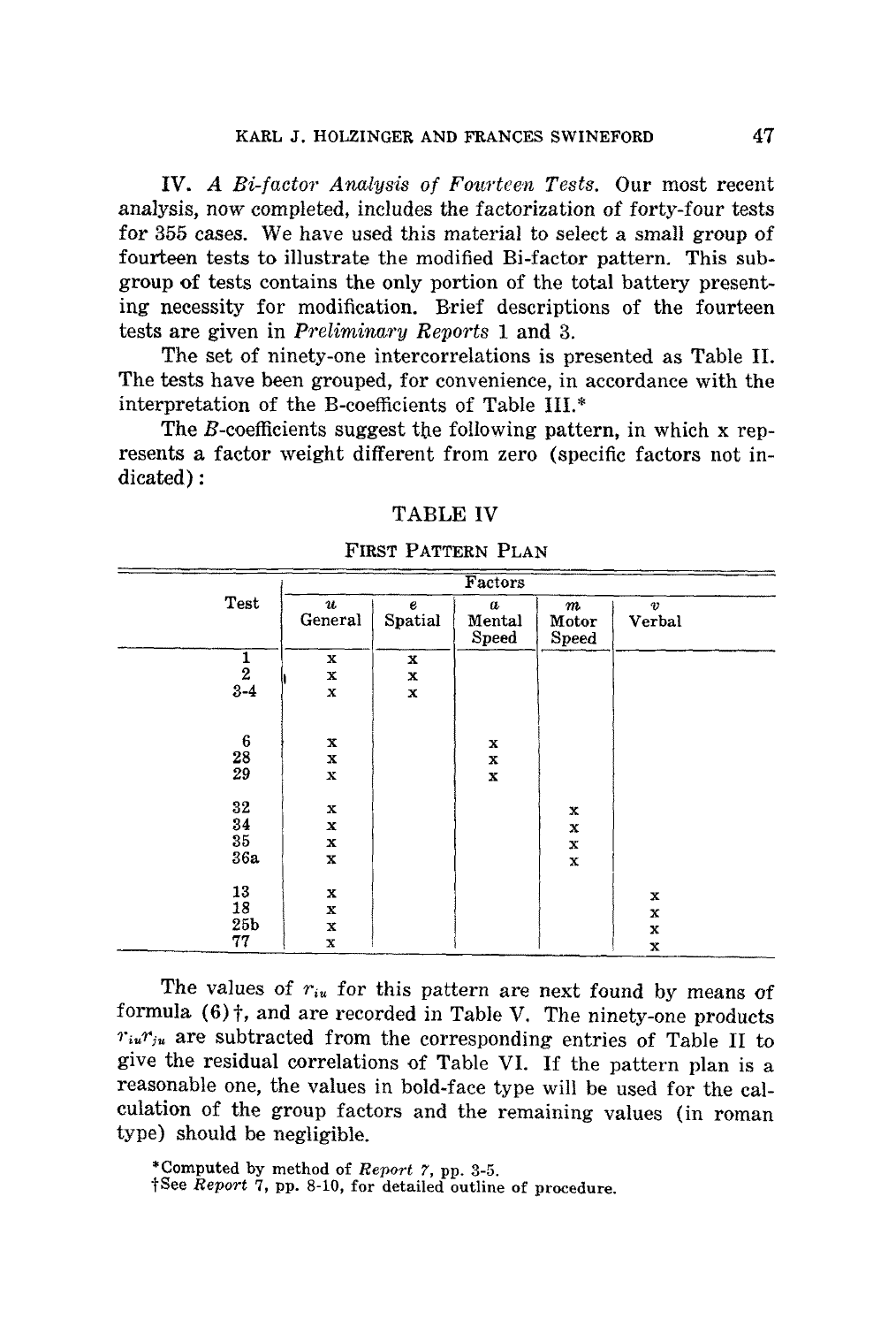IV. *A Bi-factor Analysis of Fourteen Tests.* Our most recent analysis, now completed, includes the factorization of forty-four tests for 355 cases. We have used this material to select a small group of fourteen tests to illustrate the modified Bi-factor pattern. This subgroup of tests contains the only portion of the total battery presenting necessity for modification. Brief descriptions of the fourteen tests are given in *Preliminary Reports* 1 and 3.

The set of ninety-one intercorrelations is presented as Table II. The tests have been grouped, for convenience, in accordance with the interpretation of the B-coefficients of Table III.*

The *B*-coefficients suggest the following pattern, in which x represents a factor weight different from zero (specific factors not indicated):

TABLE IV

FIRST PATTERN PLAN

| Test | Factors | | | | |
|---|---|---|---|---|---|
| | $u$ General | $e$ Spatial | $a$ Mental Speed | $m$ Motor Speed | $v$ Verbal |
| 1 | x | x | | | |
| 2 | x | x | | | |
| 3-4 | x | x | | | |
| 6 | x | | x | | |
| 28 | x | | x | | |
| 29 | x | | x | | |
| 32 | x | | | x | |
| 34 | x | | | x | |
| 35 | x | | | x | |
| 36a | x | | | x | |
| 13 | x | | | | x |
| 18 | x | | | | x |
| 25b | x | | | | x |
| 77 | x | | | | x |

The values of $r_{iu}$ for this pattern are next found by means of formula (6)†, and are recorded in Table V. The ninety-one products $r_{iu}r_{ju}$ are subtracted from the corresponding entries of Table II to give the residual correlations of Table VI. If the pattern plan is a reasonable one, the values in bold-face type will be used for the calculation of the group factors and the remaining values (in roman type) should be negligible.

*Computed by method of *Report 7*, pp. 3-5.

†See *Report 7*, pp. 8-10, for detailed outline of procedure.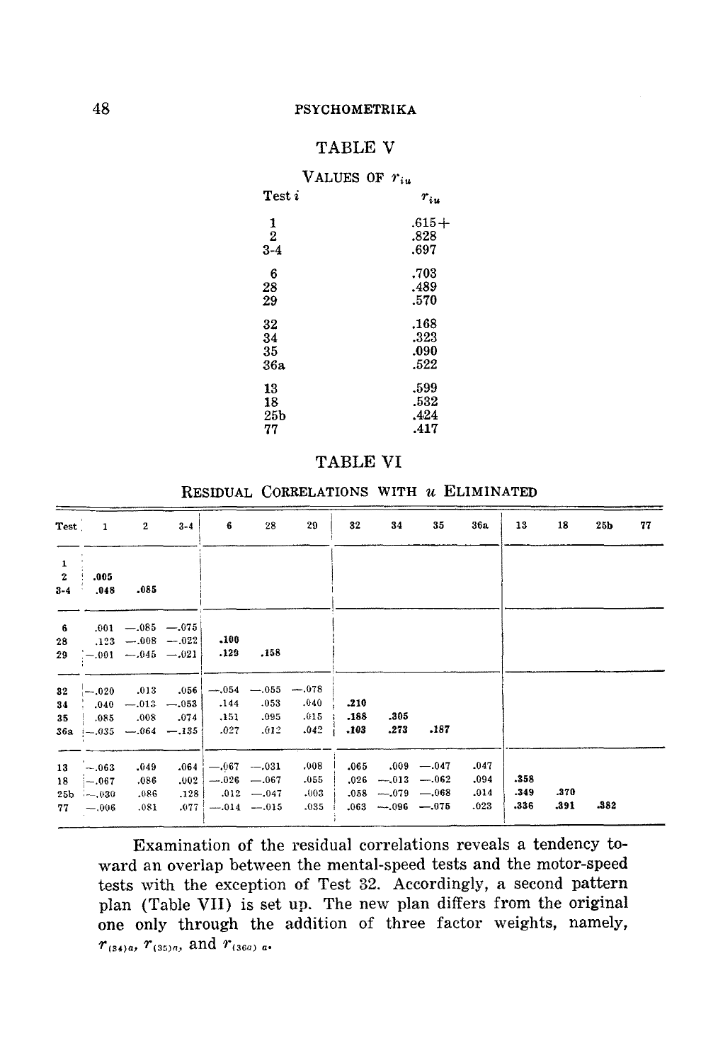# TABLE V

VALUES OF $r_{iu}$

| Test $i$ | $r_{iu}$ |
|---|---|
| 1 | .615+ |
| 2 | .828 |
| 3-4 | .697 |
| 6 | .703 |
| 28 | .489 |
| 29 | .570 |
| 32 | .168 |
| 34 | .323 |
| 35 | .090 |
| 36a | .522 |
| 13 | .599 |
| 18 | .532 |
| 25b | .424 |
| 77 | .417 |

# TABLE VI

RESIDUAL CORRELATIONS WITH $u$ ELIMINATED

| Test | 1 | 2 | 3-4 | 6 | 28 | 29 | 32 | 34 | 35 | 36a | 13 | 18 | 25b | 77 |
|---|---|---|---|---|---|---|---|---|---|---|---|---|---|---|
| 1 | | | | | | | | | | | | | | |
| 2 | **.005** | | | | | | | | | | | | | |
| 3-4 | **.048** | **.085** | | | | | | | | | | | | |
| 6 | .001 | −.085 | −.075 | | | | | | | | | | | |
| 28 | .123 | −.008 | −.022 | **.100** | | | | | | | | | | |
| 29 | −.001 | −.045 | −.021 | **.129** | **.158** | | | | | | | | | |
| 32 | −.020 | .013 | .056 | −.054 | −.055 | −.078 | | | | | | | | |
| 34 | .040 | −.013 | −.053 | .144 | .053 | .040 | **.210** | | | | | | | |
| 35 | .085 | .008 | .074 | .151 | .095 | .015 | **.188** | **.305** | | | | | | |
| 36a | −.035 | −.064 | −.135 | .027 | .012 | .042 | **.103** | **.273** | **.187** | | | | | |
| 13 | −.063 | .049 | .064 | −.067 | −.031 | .008 | .065 | .009 | −.047 | .047 | | | | |
| 18 | −.067 | .086 | .002 | −.026 | −.067 | .055 | .026 | −.013 | −.062 | .094 | **.358** | | | |
| 25b | −.030 | .086 | .128 | .012 | −.047 | .003 | .058 | −.079 | −.068 | .014 | **.349** | **.370** | | |
| 77 | −.006 | .081 | .077 | −.014 | −.015 | .035 | .063 | −.096 | −.075 | .023 | **.336** | **.391** | **.382** | |

Examination of the residual correlations reveals a tendency toward an overlap between the mental-speed tests and the motor-speed tests with the exception of Test 32. Accordingly, a second pattern plan (Table VII) is set up. The new plan differs from the original one only through the addition of three factor weights, namely, $r_{(34)a}$, $r_{(35)a}$, and $r_{(36a)\,a}$.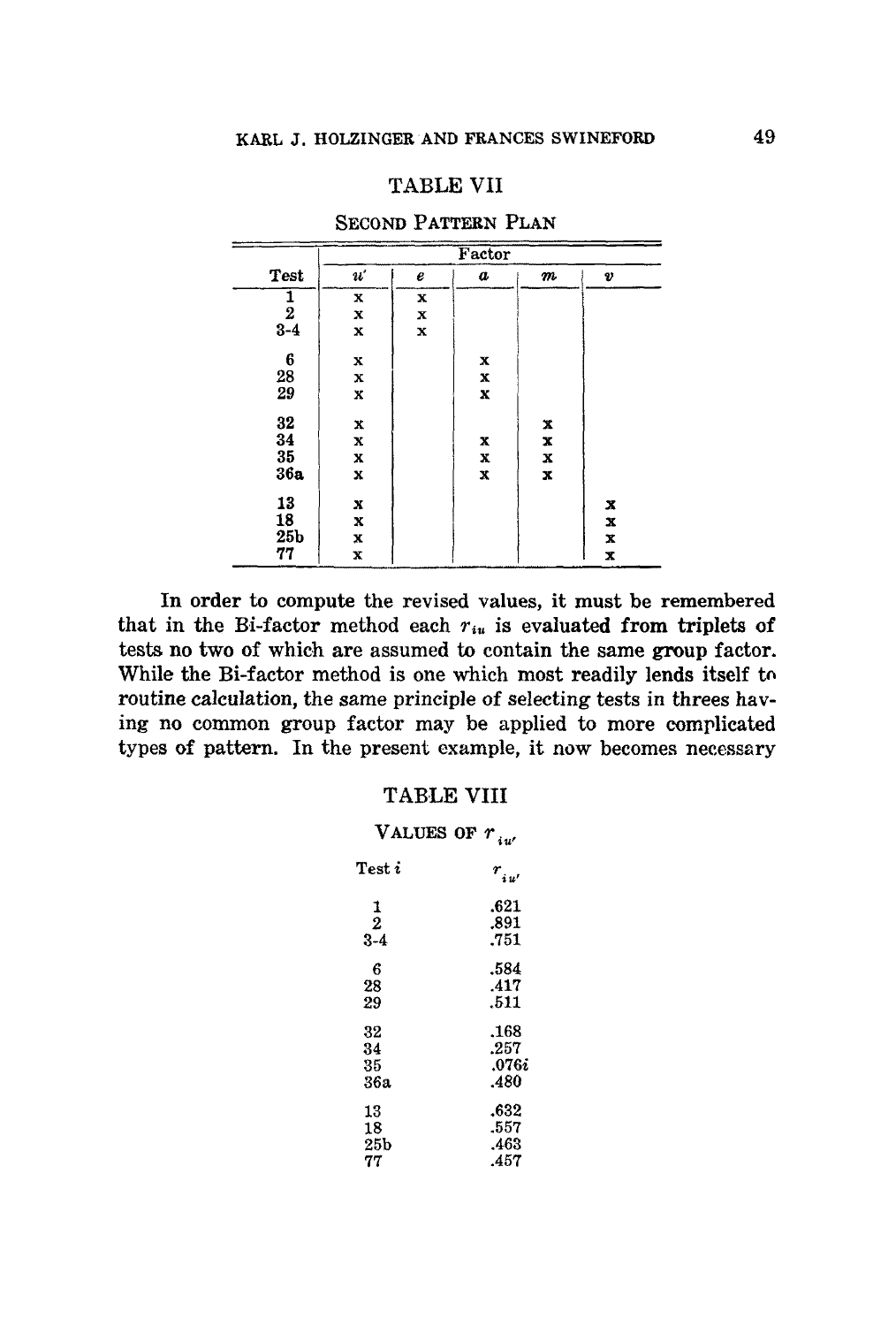TABLE VII

SECOND PATTERN PLAN

| Test | Factor | | | | |
|---|---|---|---|---|---|
| | $u'$ | $e$ | $a$ | $m$ | $v$ |
| 1 | x | x | | | |
| 2 | x | x | | | |
| 3-4 | x | x | | | |
| 6 | x | | x | | |
| 28 | x | | x | | |
| 29 | x | | x | | |
| 32 | x | | | x | |
| 34 | x | | x | x | |
| 35 | x | | x | x | |
| 36a | x | | x | x | |
| 13 | x | | | | x |
| 18 | x | | | | x |
| 25b | x | | | | x |
| 77 | x | | | | x |

In order to compute the revised values, it must be remembered that in the Bi-factor method each $r_{iu}$ is evaluated from triplets of tests no two of which are assumed to contain the same group factor. While the Bi-factor method is one which most readily lends itself to routine calculation, the same principle of selecting tests in threes having no common group factor may be applied to more complicated types of pattern. In the present example, it now becomes necessary

TABLE VIII

VALUES OF $r_{iu'}$

| Test $i$ | $r_{iu'}$ |
|---|---|
| 1 | .621 |
| 2 | .891 |
| 3-4 | .751 |
| 6 | .584 |
| 28 | .417 |
| 29 | .511 |
| 32 | .168 |
| 34 | .257 |
| 35 | .076$i$ |
| 36a | .480 |
| 13 | .632 |
| 18 | .557 |
| 25b | .463 |
| 77 | .457 |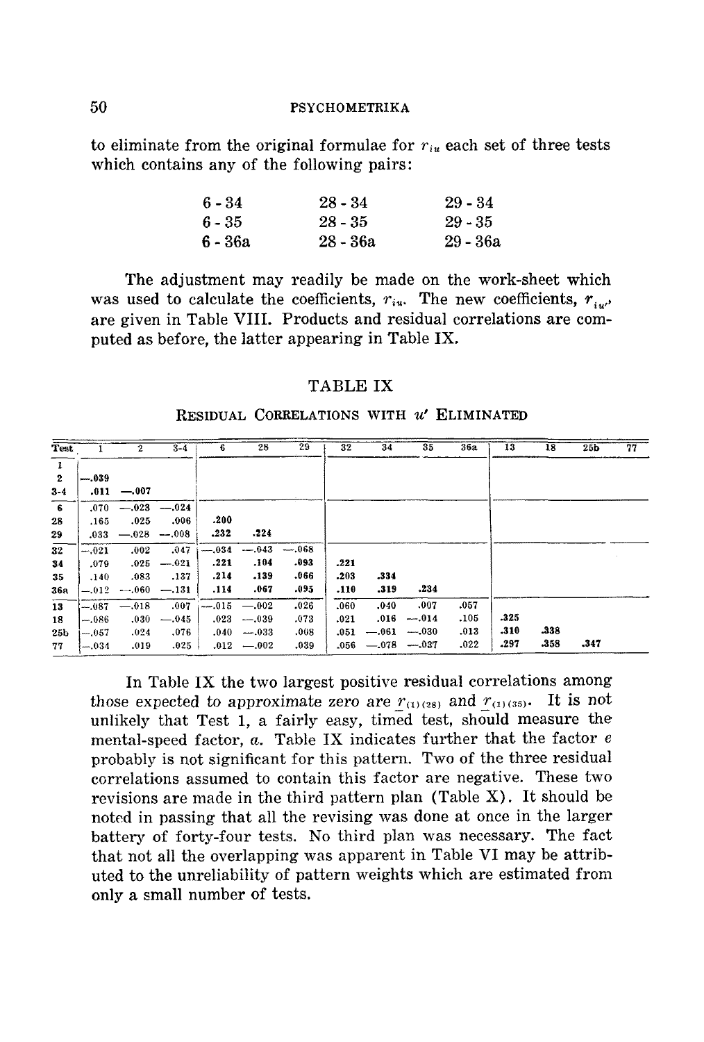to eliminate from the original formulae for $r_{iu}$ each set of three tests which contains any of the following pairs:

| | | |
|---|---|---|
| 6 - 34 | 28 - 34 | 29 - 34 |
| 6 - 35 | 28 - 35 | 29 - 35 |
| 6 - 36a | 28 - 36a | 29 - 36a |

The adjustment may readily be made on the work-sheet which was used to calculate the coefficients, $r_{iu}$. The new coefficients, $r_{iu'}$, are given in Table VIII. Products and residual correlations are computed as before, the latter appearing in Table IX.

## TABLE IX

RESIDUAL CORRELATIONS WITH $u'$ ELIMINATED

| Test | 1 | 2 | 3-4 | 6 | 28 | 29 | 32 | 34 | 35 | 36a | 13 | 18 | 25b | 77 |
|---|---|---|---|---|---|---|---|---|---|---|---|---|---|---|
| 1 | | | | | | | | | | | | | | |
| 2 | **—.039** | | | | | | | | | | | | | |
| 3-4 | **.011** | **—.007** | | | | | | | | | | | | |
| 6 | .070 | —.023 | —.024 | | | | | | | | | | | |
| 28 | .165 | .025 | .006 | **.200** | | | | | | | | | | |
| 29 | .033 | —.028 | —.008 | **.232** | **.224** | | | | | | | | | |
| 32 | —.021 | .002 | .047 | —.034 | —.043 | —.068 | | | | | | | | |
| 34 | .079 | .025 | —.021 | **.221** | **.104** | **.093** | **.221** | | | | | | | |
| 35 | .140 | .083 | .137 | **.214** | **.139** | **.066** | **.203** | **.334** | | | | | | |
| 36a | —.012 | —.060 | —.131 | **.114** | **.067** | **.095** | **.110** | **.319** | **.234** | | | | | |
| 13 | —.087 | —.018 | .007 | —.015 | —.002 | .026 | .060 | .040 | .007 | .057 | | | | |
| 18 | —.086 | .030 | —.045 | .023 | —.039 | .073 | .021 | .016 | —.014 | .105 | **.325** | | | |
| 25b | —.057 | .024 | .076 | .040 | —.033 | .008 | .051 | —.061 | —.030 | .013 | **.310** | **.338** | | |
| 77 | —.034 | .019 | .025 | .012 | —.002 | .039 | .056 | —.078 | —.037 | .022 | **.297** | **.358** | **.347** | |

In Table IX the two largest positive residual correlations among those expected to approximate zero are $r_{(1)(28)}$ and $r_{(1)(35)}$. It is not unlikely that Test 1, a fairly easy, timed test, should measure the mental-speed factor, $a$. Table IX indicates further that the factor $e$ probably is not significant for this pattern. Two of the three residual correlations assumed to contain this factor are negative. These two revisions are made in the third pattern plan (Table X). It should be noted in passing that all the revising was done at once in the larger battery of forty-four tests. No third plan was necessary. The fact that not all the overlapping was apparent in Table VI may be attributed to the unreliability of pattern weights which are estimated from only a small number of tests.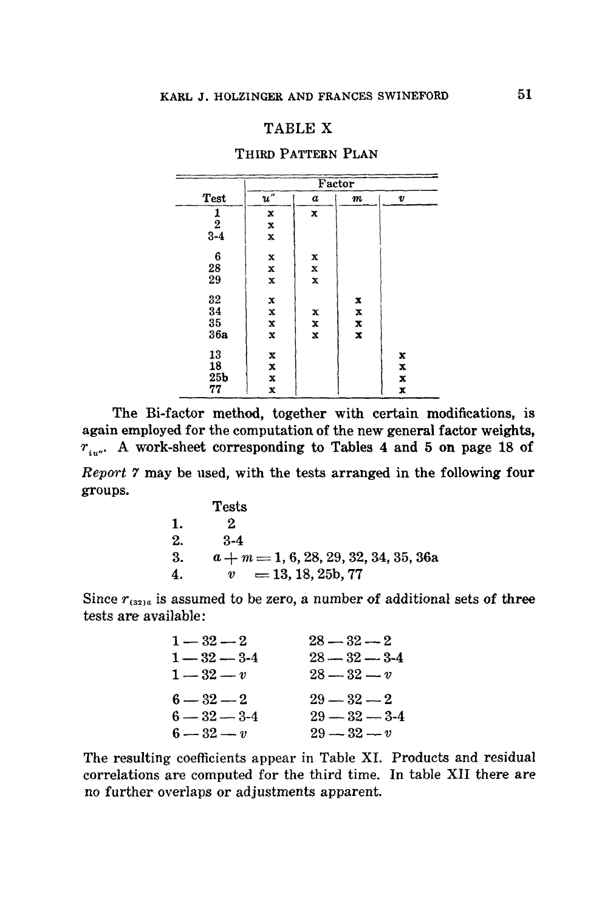## TABLE X

### Third Pattern Plan

| Test | Factor | | | |
|---|---|---|---|---|
| | $u''$ | $a$ | $m$ | $v$ |
| 1 | x | x | | |
| 2 | x | | | |
| 3-4 | x | | | |
| 6 | x | x | | |
| 28 | x | x | | |
| 29 | x | x | | |
| 32 | x | | x | |
| 34 | x | x | x | |
| 35 | x | x | x | |
| 36a | x | x | x | |
| 13 | x | | | x |
| 18 | x | | | x |
| 25b | x | | | x |
| 77 | x | | | x |

The Bi-factor method, together with certain modifications, is again employed for the computation of the new general factor weights, $r_{iu''}$. A work-sheet corresponding to Tables 4 and 5 on page 18 of *Report 7* may be used, with the tests arranged in the following four groups.

| | Tests |
|---|---|
| 1. | 2 |
| 2. | 3-4 |
| 3. | $a + m = 1, 6, 28, 29, 32, 34, 35, 36a$ |
| 4. | $v = 13, 18, 25b, 77$ |

Since $r_{(32)a}$ is assumed to be zero, a number of additional sets of three tests are available:

| | |
|---|---|
| 1 — 32 — 2 | 28 — 32 — 2 |
| 1 — 32 — 3-4 | 28 — 32 — 3-4 |
| 1 — 32 — $v$ | 28 — 32 — $v$ |
| 6 — 32 — 2 | 29 — 32 — 2 |
| 6 — 32 — 3-4 | 29 — 32 — 3-4 |
| 6 — 32 — $v$ | 29 — 32 — $v$ |

The resulting coefficients appear in Table XI. Products and residual correlations are computed for the third time. In table XII there are no further overlaps or adjustments apparent.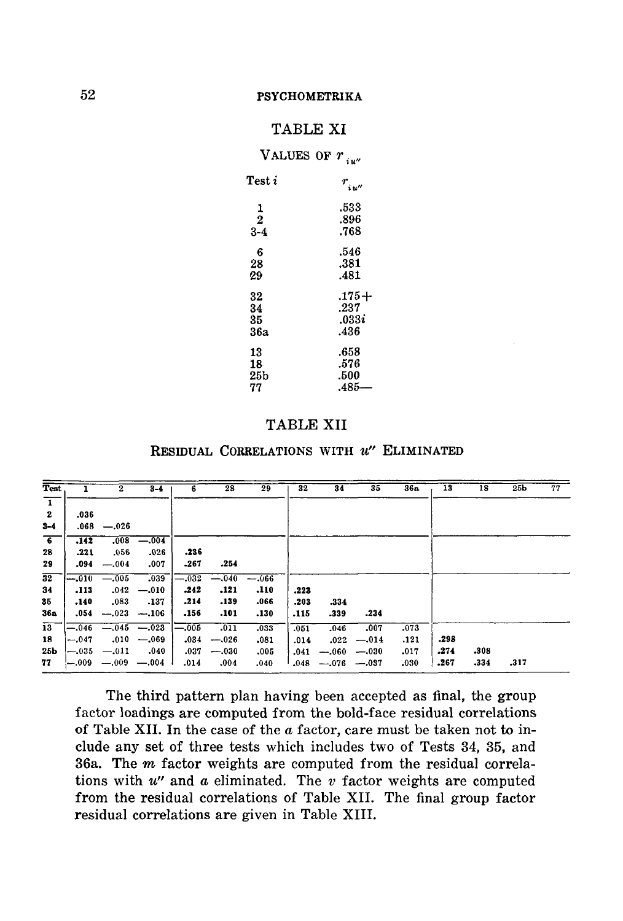## TABLE XI

VALUES OF $r_{iu''}$

| Test $i$ | $r_{iu''}$ |
|---|---|
| 1 | .533 |
| 2 | .896 |
| 3-4 | .768 |
| 6 | .546 |
| 28 | .381 |
| 29 | .481 |
| 32 | .175+ |
| 34 | .237 |
| 35 | .033$i$ |
| 36a | .436 |
| 13 | .658 |
| 18 | .576 |
| 25b | .500 |
| 77 | .485— |

## TABLE XII

RESIDUAL CORRELATIONS WITH $u''$ ELIMINATED

| Test | 1 | 2 | 3-4 | 6 | 28 | 29 | 32 | 34 | 35 | 36a | 13 | 18 | 25b | 77 |
|---|---|---|---|---|---|---|---|---|---|---|---|---|---|---|
| 1 | | | | | | | | | | | | | | |
| 2 | **.036** | | | | | | | | | | | | | |
| 3-4 | **.068** | **—.026** | | | | | | | | | | | | |
| 6 | **.142** | .008 | —.004 | | | | | | | | | | | |
| 28 | **.221** | .056 | .026 | **.236** | | | | | | | | | | |
| 29 | **.094** | —.004 | .007 | **.267** | **.254** | | | | | | | | | |
| 32 | —.010 | —.005 | .039 | —.032 | —.040 | —.066 | | | | | | | | |
| 34 | **.113** | .042 | —.010 | **.242** | **.121** | **.110** | **.223** | | | | | | | |
| 35 | **.140** | .083 | .137 | **.214** | **.139** | .066 | **.203** | **.334** | | | | | | |
| 36a | .054 | —.023 | —.106 | **.156** | **.101** | **.130** | **.115** | **.339** | **.234** | | | | | |
| 13 | —.046 | —.045 | —.023 | —.005 | .011 | .033 | .051 | .046 | .007 | .073 | | | | |
| 18 | —.047 | .010 | —.069 | .034 | —.026 | .081 | .014 | .022 | —.014 | .121 | **.298** | | | |
| 25b | —.035 | —.011 | .040 | .037 | —.030 | .005 | .041 | —.060 | —.030 | .017 | **.274** | **.308** | | |
| 77 | —.009 | —.009 | —.004 | .014 | .004 | .040 | .048 | —.076 | —.037 | .030 | **.267** | **.334** | **.317** | |

The third pattern plan having been accepted as final, the group factor loadings are computed from the bold-face residual correlations of Table XII. In the case of the $a$ factor, care must be taken not to include any set of three tests which includes two of Tests 34, 35, and 36a. The $m$ factor weights are computed from the residual correlations with $u''$ and $a$ eliminated. The $v$ factor weights are computed from the residual correlations of Table XII. The final group factor residual correlations are given in Table XIII.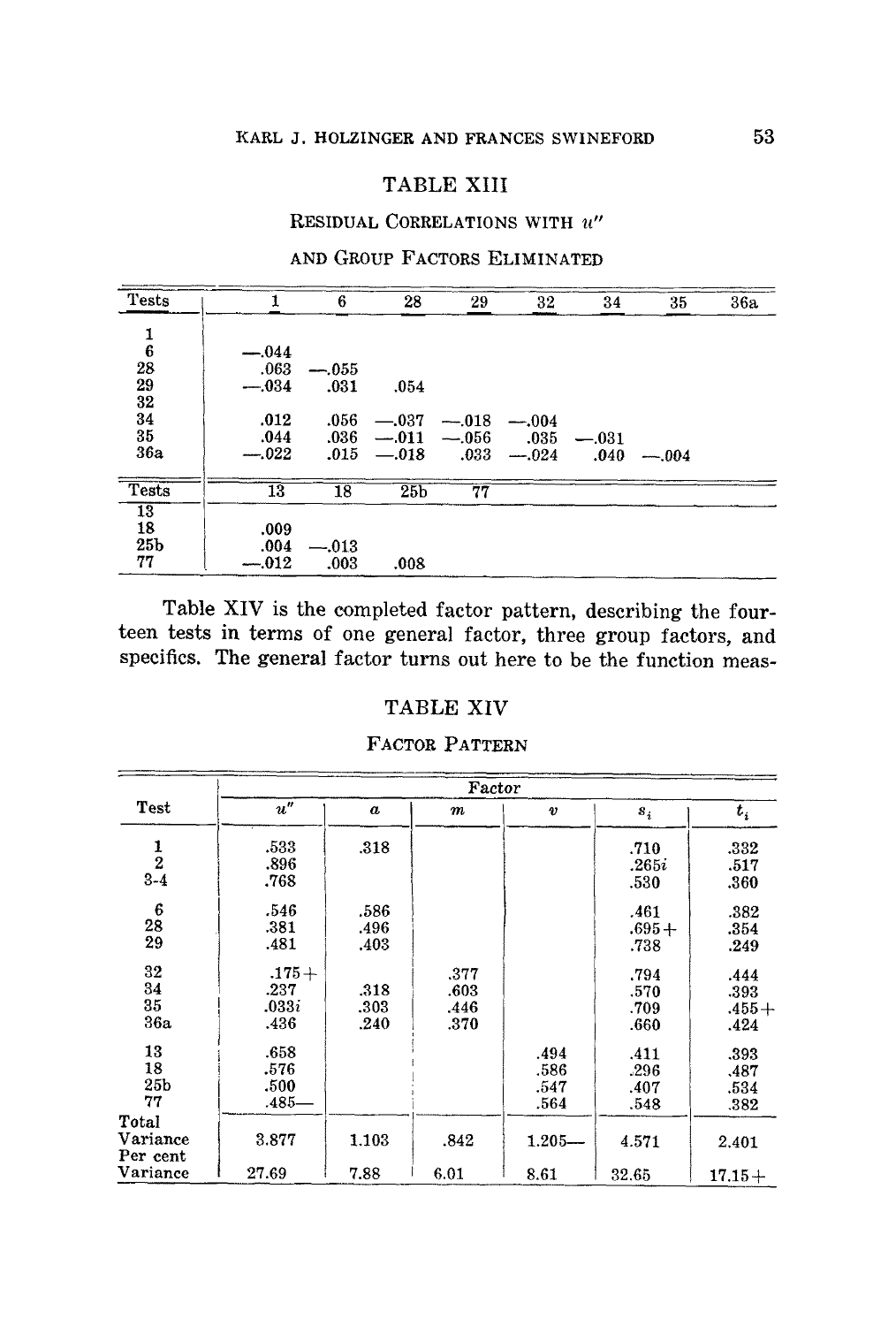## TABLE XIII

RESIDUAL CORRELATIONS WITH $u''$ AND GROUP FACTORS ELIMINATED

| Tests | 1 | 6 | 28 | 29 | 32 | 34 | 35 | 36a |
|---|---|---|---|---|---|---|---|---|
| 1 | | | | | | | | |
| 6 | —.044 | | | | | | | |
| 28 | .063 | —.055 | | | | | | |
| 29 | —.034 | .031 | .054 | | | | | |
| 32 | | | | | | | | |
| 34 | .012 | .056 | —.037 | —.018 | —.004 | | | |
| 35 | .044 | .036 | —.011 | —.056 | .035 | —.031 | | |
| 36a | —.022 | .015 | —.018 | .033 | —.024 | .040 | —.004 | |

| Tests | 13 | 18 | 25b | 77 |
|---|---|---|---|---|
| 13 | | | | |
| 18 | .009 | | | |
| 25b | .004 | —.013 | | |
| 77 | —.012 | .003 | .008 | |

Table XIV is the completed factor pattern, describing the fourteen tests in terms of one general factor, three group factors, and specifics. The general factor turns out here to be the function meas-

## TABLE XIV

FACTOR PATTERN

| Test | Factor | | | | | |
|---|---|---|---|---|---|---|
| | $u''$ | $a$ | $m$ | $v$ | $s_i$ | $t_i$ |
| 1 | .533 | .318 | | | .710 | .332 |
| 2 | .896 | | | | .265$i$ | .517 |
| 3-4 | .768 | | | | .530 | .360 |
| 6 | .546 | .586 | | | .461 | .382 |
| 28 | .381 | .496 | | | .695+ | .354 |
| 29 | .481 | .403 | | | .738 | .249 |
| 32 | .175+ | | .377 | | .794 | .444 |
| 34 | .237 | .318 | .603 | | .570 | .393 |
| 35 | .033$i$ | .303 | .446 | | .709 | .455+ |
| 36a | .436 | .240 | .370 | | .660 | .424 |
| 13 | .658 | | | .494 | .411 | .393 |
| 18 | .576 | | | .586 | .296 | .487 |
| 25b | .500 | | | .547 | .407 | .534 |
| 77 | .485— | | | .564 | .548 | .382 |
| Total Variance | 3.877 | 1.103 | .842 | 1.205— | 4.571 | 2.401 |
| Per cent Variance | 27.69 | 7.88 | 6.01 | 8.61 | 32.65 | 17.15+ |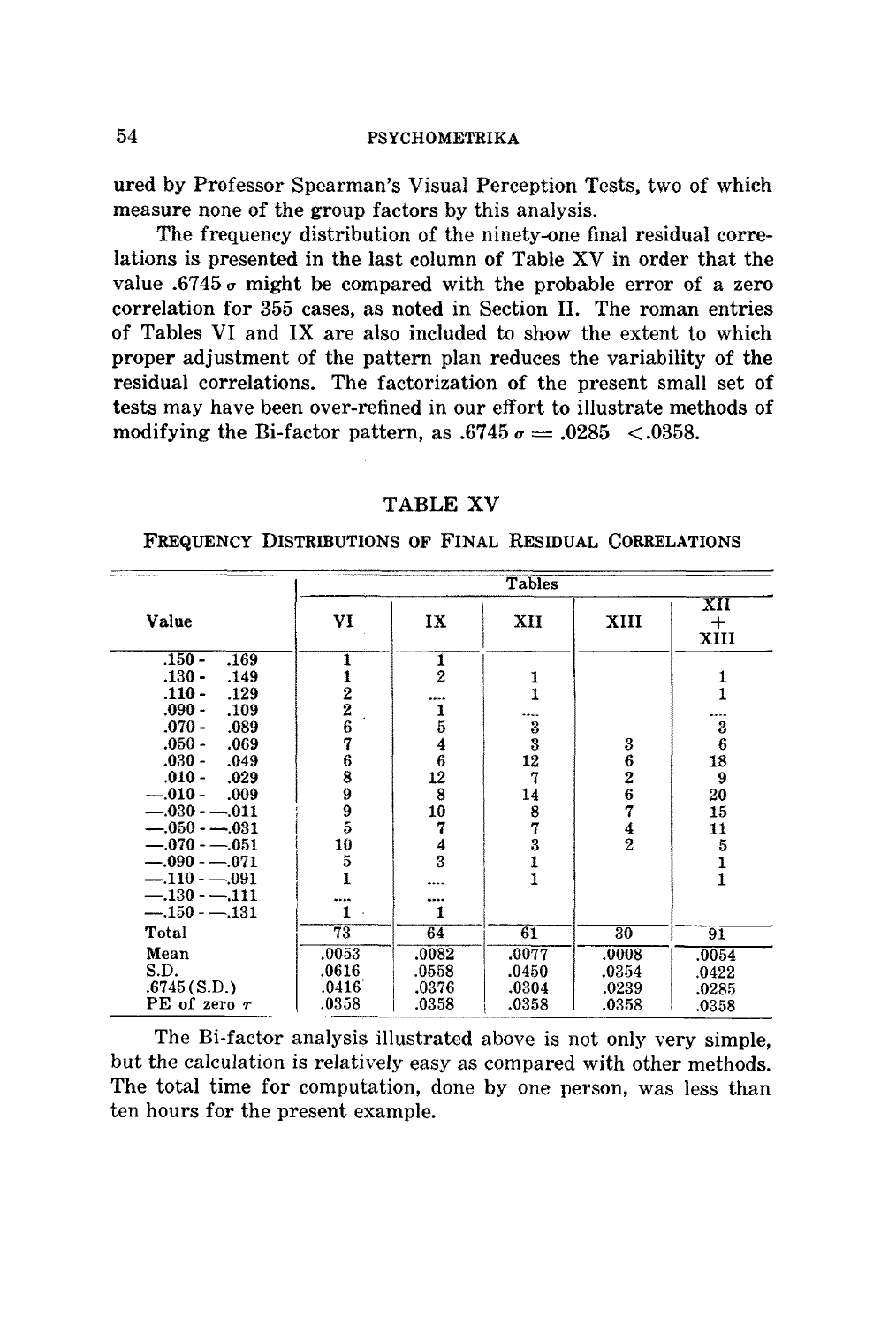ured by Professor Spearman's Visual Perception Tests, two of which measure none of the group factors by this analysis.

The frequency distribution of the ninety-one final residual correlations is presented in the last column of Table XV in order that the value .6745 $\sigma$ might be compared with the probable error of a zero correlation for 355 cases, as noted in Section II. The roman entries of Tables VI and IX are also included to show the extent to which proper adjustment of the pattern plan reduces the variability of the residual correlations. The factorization of the present small set of tests may have been over-refined in our effort to illustrate methods of modifying the Bi-factor pattern, as .6745 $\sigma$ = .0285 < .0358.

## TABLE XV

FREQUENCY DISTRIBUTIONS OF FINAL RESIDUAL CORRELATIONS

| Value | Tables VI | IX | XII | XIII | XII + XIII |
|---|---|---|---|---|---|
| .150 - .169 | 1 | 1 | | | |
| .130 - .149 | 1 | 2 | 1 | | 1 |
| .110 - .129 | 2 | .... | 1 | | 1 |
| .090 - .109 | 2 | 1 | .... | | .... |
| .070 - .089 | 6 | 5 | 3 | | 3 |
| .050 - .069 | 7 | 4 | 3 | 3 | 6 |
| .030 - .049 | 6 | 6 | 12 | 6 | 18 |
| .010 - .029 | 8 | 12 | 7 | 2 | 9 |
| —.010 - .009 | 9 | 8 | 14 | 6 | 20 |
| —.030 - —.011 | 9 | 10 | 8 | 7 | 15 |
| —.050 - —.031 | 5 | 7 | 7 | 4 | 11 |
| —.070 - —.051 | 10 | 4 | 3 | 2 | 5 |
| —.090 - —.071 | 5 | 3 | 1 | | 1 |
| —.110 - —.091 | 1 | .... | 1 | | 1 |
| —.130 - —.111 | .... | .... | | | |
| —.150 - —.131 | 1 | 1 | | | |
| Total | 73 | 64 | 61 | 30 | 91 |
| Mean | .0053 | .0082 | .0077 | .0008 | .0054 |
| S.D. | .0616 | .0558 | .0450 | .0354 | .0422 |
| .6745 (S.D.) | .0416 | .0376 | .0304 | .0239 | .0285 |
| PE of zero $r$ | .0358 | .0358 | .0358 | .0358 | .0358 |

The Bi-factor analysis illustrated above is not only very simple, but the calculation is relatively easy as compared with other methods. The total time for computation, done by one person, was less than ten hours for the present example.